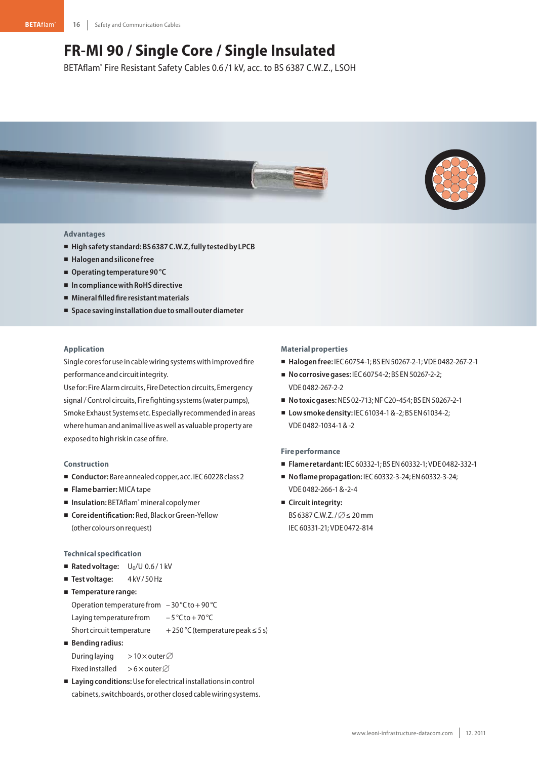# FR-MI 90 / Single Core / Single Insulated

BETAflam® Fire Resistant Safety Cables 0.6 /1 kV, acc. to BS 6387 C.W.Z., LSOH

### Advantages

- **High safety standard: BS 6387 C.W.Z, fully tested by LPCB**
- **Halogen and silicone free**
- **Operating temperature 90 °C**
- **In compliance with RoHS directive**
- **Mineral filled fire resistant materials**
- **Space saving installation due to small outer diameter**

### Application

Single cores for use in cable wiring systems with improved fire performance and circuit integrity.

Use for: Fire Alarm circuits, Fire Detection circuits, Emergency signal / Control circuits, Fire fighting systems (water pumps), Smoke Exhaust Systems etc. Especially recommended in areas where human and animal live as well as valuable property are exposed to high risk in case of fire.

### Construction

- **Conductor:** Bare annealed copper, acc. IEC 60228 class 2
- **Flame barrier:** MICA tape
- **Insulation:** BETAflam® mineral copolymer
- **Core identification:** Red, Black or Green-Yellow (other colours on request)

### Technical specification

- **Rated voltage:** $U_0/U$ 0.6 / 1 kV
- **Test voltage:** 4 kV / 50 Hz
- **Temperature range:**
  - Operation temperature from −30 °C to +90 °C
  - Laying temperature from −5 °C to +70 °C
  - Short circuit temperature +250 °C (temperature peak ≤ 5 s)
- **Bending radius:**
  - During laying > 10 × outer ∅
  - Fixed installed > 6 × outer ∅
- **Laying conditions:** Use for electrical installations in control cabinets, switchboards, or other closed cable wiring systems.

### Material properties

- **Halogen free:** IEC 60754-1; BS EN 50267-2-1; VDE 0482-267-2-1
- **No corrosive gases:** IEC 60754-2; BS EN 50267-2-2; VDE 0482-267-2-2
- **No toxic gases:** NES 02-713; NF C20-454; BS EN 50267-2-1
- **Low smoke density:** IEC 61034-1 & -2; BS EN 61034-2; VDE 0482-1034-1 & -2

### Fire performance

- **Flame retardant:** IEC 60332-1; BS EN 60332-1; VDE 0482-332-1
- **No flame propagation:** IEC 60332-3-24; EN 60332-3-24; VDE 0482-266-1 & -2-4
- **Circuit integrity:** BS 6387 C.W.Z. / ∅ ≤ 20 mm IEC 60331-21; VDE 0472-814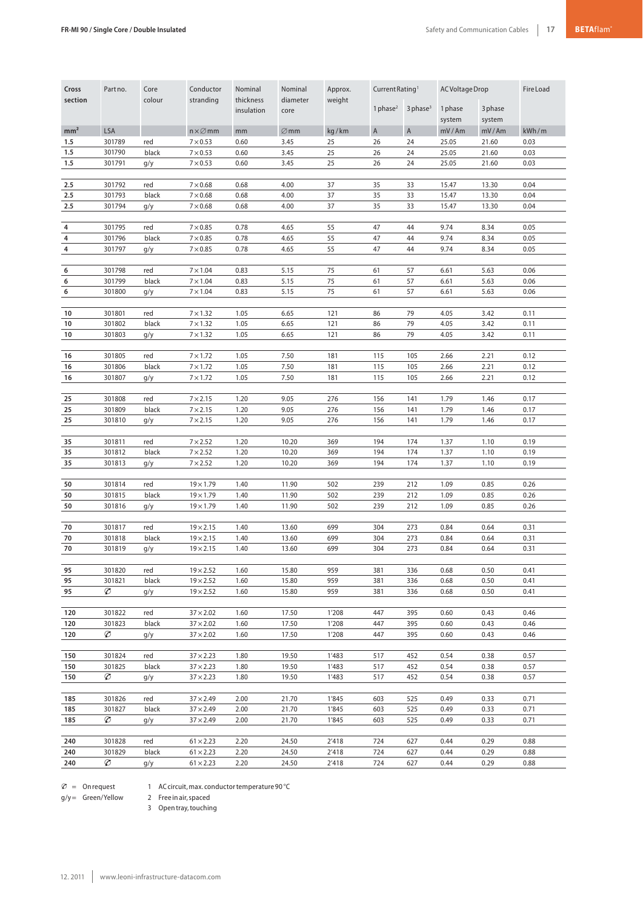## FR-MI 90 / Single Core / Double Insulated

| Cross section | Part no. | Core colour | Conductor stranding | Nominal thickness insulation | Nominal diameter core | Approx. weight | Current Rating[1] | | AC Voltage Drop | | Fire Load |
|---|---|---|---|---|---|---|---|---|---|---|---|
| | | | | | | | 1 phase[2] | 3 phase[3] | 1 phase system | 3 phase system | |
| mm² | LSA | | n × ∅mm | mm | ∅mm | kg / km | A | A | mV / Am | mV / Am | kWh / m |
| 1.5 | 301789 | red | 7 × 0.53 | 0.60 | 3.45 | 25 | 26 | 24 | 25.05 | 21.60 | 0.03 |
| 1.5 | 301790 | black | 7 × 0.53 | 0.60 | 3.45 | 25 | 26 | 24 | 25.05 | 21.60 | 0.03 |
| 1.5 | 301791 | g/y | 7 × 0.53 | 0.60 | 3.45 | 25 | 26 | 24 | 25.05 | 21.60 | 0.03 |
| 2.5 | 301792 | red | 7 × 0.68 | 0.68 | 4.00 | 37 | 35 | 33 | 15.47 | 13.30 | 0.04 |
| 2.5 | 301793 | black | 7 × 0.68 | 0.68 | 4.00 | 37 | 35 | 33 | 15.47 | 13.30 | 0.04 |
| 2.5 | 301794 | g/y | 7 × 0.68 | 0.68 | 4.00 | 37 | 35 | 33 | 15.47 | 13.30 | 0.04 |
| 4 | 301795 | red | 7 × 0.85 | 0.78 | 4.65 | 55 | 47 | 44 | 9.74 | 8.34 | 0.05 |
| 4 | 301796 | black | 7 × 0.85 | 0.78 | 4.65 | 55 | 47 | 44 | 9.74 | 8.34 | 0.05 |
| 4 | 301797 | g/y | 7 × 0.85 | 0.78 | 4.65 | 55 | 47 | 44 | 9.74 | 8.34 | 0.05 |
| 6 | 301798 | red | 7 × 1.04 | 0.83 | 5.15 | 75 | 61 | 57 | 6.61 | 5.63 | 0.06 |
| 6 | 301799 | black | 7 × 1.04 | 0.83 | 5.15 | 75 | 61 | 57 | 6.61 | 5.63 | 0.06 |
| 6 | 301800 | g/y | 7 × 1.04 | 0.83 | 5.15 | 75 | 61 | 57 | 6.61 | 5.63 | 0.06 |
| 10 | 301801 | red | 7 × 1.32 | 1.05 | 6.65 | 121 | 86 | 79 | 4.05 | 3.42 | 0.11 |
| 10 | 301802 | black | 7 × 1.32 | 1.05 | 6.65 | 121 | 86 | 79 | 4.05 | 3.42 | 0.11 |
| 10 | 301803 | g/y | 7 × 1.32 | 1.05 | 6.65 | 121 | 86 | 79 | 4.05 | 3.42 | 0.11 |
| 16 | 301805 | red | 7 × 1.72 | 1.05 | 7.50 | 181 | 115 | 105 | 2.66 | 2.21 | 0.12 |
| 16 | 301806 | black | 7 × 1.72 | 1.05 | 7.50 | 181 | 115 | 105 | 2.66 | 2.21 | 0.12 |
| 16 | 301807 | g/y | 7 × 1.72 | 1.05 | 7.50 | 181 | 115 | 105 | 2.66 | 2.21 | 0.12 |
| 25 | 301808 | red | 7 × 2.15 | 1.20 | 9.05 | 276 | 156 | 141 | 1.79 | 1.46 | 0.17 |
| 25 | 301809 | black | 7 × 2.15 | 1.20 | 9.05 | 276 | 156 | 141 | 1.79 | 1.46 | 0.17 |
| 25 | 301810 | g/y | 7 × 2.15 | 1.20 | 9.05 | 276 | 156 | 141 | 1.79 | 1.46 | 0.17 |
| 35 | 301811 | red | 7 × 2.52 | 1.20 | 10.20 | 369 | 194 | 174 | 1.37 | 1.10 | 0.19 |
| 35 | 301812 | black | 7 × 2.52 | 1.20 | 10.20 | 369 | 194 | 174 | 1.37 | 1.10 | 0.19 |
| 35 | 301813 | g/y | 7 × 2.52 | 1.20 | 10.20 | 369 | 194 | 174 | 1.37 | 1.10 | 0.19 |
| 50 | 301814 | red | 19 × 1.79 | 1.40 | 11.90 | 502 | 239 | 212 | 1.09 | 0.85 | 0.26 |
| 50 | 301815 | black | 19 × 1.79 | 1.40 | 11.90 | 502 | 239 | 212 | 1.09 | 0.85 | 0.26 |
| 50 | 301816 | g/y | 19 × 1.79 | 1.40 | 11.90 | 502 | 239 | 212 | 1.09 | 0.85 | 0.26 |
| 70 | 301817 | red | 19 × 2.15 | 1.40 | 13.60 | 699 | 304 | 273 | 0.84 | 0.64 | 0.31 |
| 70 | 301818 | black | 19 × 2.15 | 1.40 | 13.60 | 699 | 304 | 273 | 0.84 | 0.64 | 0.31 |
| 70 | 301819 | g/y | 19 × 2.15 | 1.40 | 13.60 | 699 | 304 | 273 | 0.84 | 0.64 | 0.31 |
| 95 | 301820 | red | 19 × 2.52 | 1.60 | 15.80 | 959 | 381 | 336 | 0.68 | 0.50 | 0.41 |
| 95 | 301821 | black | 19 × 2.52 | 1.60 | 15.80 | 959 | 381 | 336 | 0.68 | 0.50 | 0.41 |
| 95 | ∅ | g/y | 19 × 2.52 | 1.60 | 15.80 | 959 | 381 | 336 | 0.68 | 0.50 | 0.41 |
| 120 | 301822 | red | 37 × 2.02 | 1.60 | 17.50 | 1'208 | 447 | 395 | 0.60 | 0.43 | 0.46 |
| 120 | 301823 | black | 37 × 2.02 | 1.60 | 17.50 | 1'208 | 447 | 395 | 0.60 | 0.43 | 0.46 |
| 120 | ∅ | g/y | 37 × 2.02 | 1.60 | 17.50 | 1'208 | 447 | 395 | 0.60 | 0.43 | 0.46 |
| 150 | 301824 | red | 37 × 2.23 | 1.80 | 19.50 | 1'483 | 517 | 452 | 0.54 | 0.38 | 0.57 |
| 150 | 301825 | black | 37 × 2.23 | 1.80 | 19.50 | 1'483 | 517 | 452 | 0.54 | 0.38 | 0.57 |
| 150 | ∅ | g/y | 37 × 2.23 | 1.80 | 19.50 | 1'483 | 517 | 452 | 0.54 | 0.38 | 0.57 |
| 185 | 301826 | red | 37 × 2.49 | 2.00 | 21.70 | 1'845 | 603 | 525 | 0.49 | 0.33 | 0.71 |
| 185 | 301827 | black | 37 × 2.49 | 2.00 | 21.70 | 1'845 | 603 | 525 | 0.49 | 0.33 | 0.71 |
| 185 | ∅ | g/y | 37 × 2.49 | 2.00 | 21.70 | 1'845 | 603 | 525 | 0.49 | 0.33 | 0.71 |
| 240 | 301828 | red | 61 × 2.23 | 2.20 | 24.50 | 2'418 | 724 | 627 | 0.44 | 0.29 | 0.88 |
| 240 | 301829 | black | 61 × 2.23 | 2.20 | 24.50 | 2'418 | 724 | 627 | 0.44 | 0.29 | 0.88 |
| 240 | ∅ | g/y | 61 × 2.23 | 2.20 | 24.50 | 2'418 | 724 | 627 | 0.44 | 0.29 | 0.88 |

∅ = On request
g/y = Green/Yellow

1 AC circuit, max. conductor temperature 90 °C
2 Free in air, spaced
3 Open tray, touching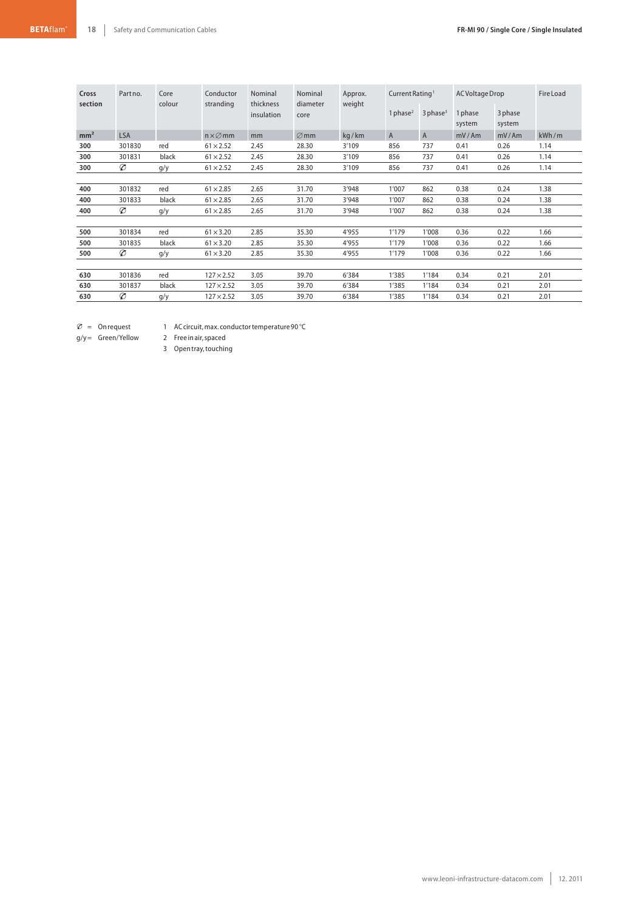| Cross section | Part no. | Core colour | Conductor stranding | Nominal thickness insulation | Nominal diameter core | Approx. weight | Current Rating[1] | | AC Voltage Drop | | Fire Load |
|---|---|---|---|---|---|---|---|---|---|---|---|
| | | | | | | | 1 phase[2] | 3 phase[3] | 1 phase system | 3 phase system | |
| mm² | LSA | | n × ∅ mm | mm | ∅ mm | kg / km | A | A | mV / Am | mV / Am | kWh / m |
| **300** | 301830 | red | 61 × 2.52 | 2.45 | 28.30 | 3'109 | 856 | 737 | 0.41 | 0.26 | 1.14 |
| **300** | 301831 | black | 61 × 2.52 | 2.45 | 28.30 | 3'109 | 856 | 737 | 0.41 | 0.26 | 1.14 |
| **300** | ∅ | g/y | 61 × 2.52 | 2.45 | 28.30 | 3'109 | 856 | 737 | 0.41 | 0.26 | 1.14 |
| **400** | 301832 | red | 61 × 2.85 | 2.65 | 31.70 | 3'948 | 1'007 | 862 | 0.38 | 0.24 | 1.38 |
| **400** | 301833 | black | 61 × 2.85 | 2.65 | 31.70 | 3'948 | 1'007 | 862 | 0.38 | 0.24 | 1.38 |
| **400** | ∅ | g/y | 61 × 2.85 | 2.65 | 31.70 | 3'948 | 1'007 | 862 | 0.38 | 0.24 | 1.38 |
| **500** | 301834 | red | 61 × 3.20 | 2.85 | 35.30 | 4'955 | 1'179 | 1'008 | 0.36 | 0.22 | 1.66 |
| **500** | 301835 | black | 61 × 3.20 | 2.85 | 35.30 | 4'955 | 1'179 | 1'008 | 0.36 | 0.22 | 1.66 |
| **500** | ∅ | g/y | 61 × 3.20 | 2.85 | 35.30 | 4'955 | 1'179 | 1'008 | 0.36 | 0.22 | 1.66 |
| **630** | 301836 | red | 127 × 2.52 | 3.05 | 39.70 | 6'384 | 1'385 | 1'184 | 0.34 | 0.21 | 2.01 |
| **630** | 301837 | black | 127 × 2.52 | 3.05 | 39.70 | 6'384 | 1'385 | 1'184 | 0.34 | 0.21 | 2.01 |
| **630** | ∅ | g/y | 127 × 2.52 | 3.05 | 39.70 | 6'384 | 1'385 | 1'184 | 0.34 | 0.21 | 2.01 |

∅ = On request
g/y = Green/Yellow

1 AC circuit, max. conductor temperature 90 °C
2 Free in air, spaced
3 Open tray, touching